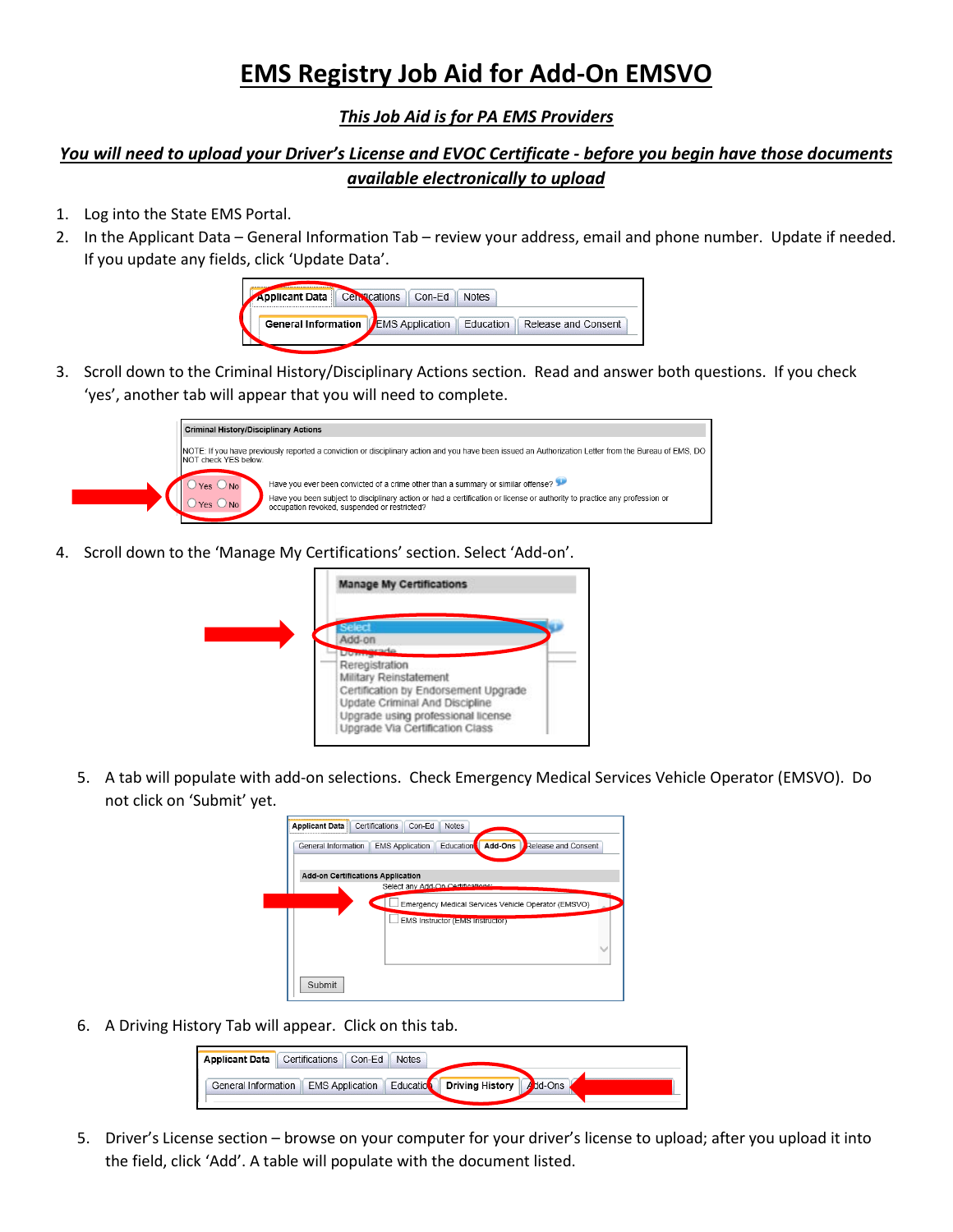# EMS Registry Job Aid for Add-On EMSVO

***This Job Aid is for PA EMS Providers***

***You will need to upload your Driver's License and EVOC Certificate - before you begin have those documents available electronically to upload***

1. Log into the State EMS Portal.
2. In the Applicant Data – General Information Tab – review your address, email and phone number. Update if needed. If you update any fields, click 'Update Data'.
3. Scroll down to the Criminal History/Disciplinary Actions section. Read and answer both questions. If you check 'yes', another tab will appear that you will need to complete.
4. Scroll down to the 'Manage My Certifications' section. Select 'Add-on'.
5. A tab will populate with add-on selections. Check Emergency Medical Services Vehicle Operator (EMSVO). Do not click on 'Submit' yet.
6. A Driving History Tab will appear. Click on this tab.
5. Driver's License section – browse on your computer for your driver's license to upload; after you upload it into the field, click 'Add'. A table will populate with the document listed.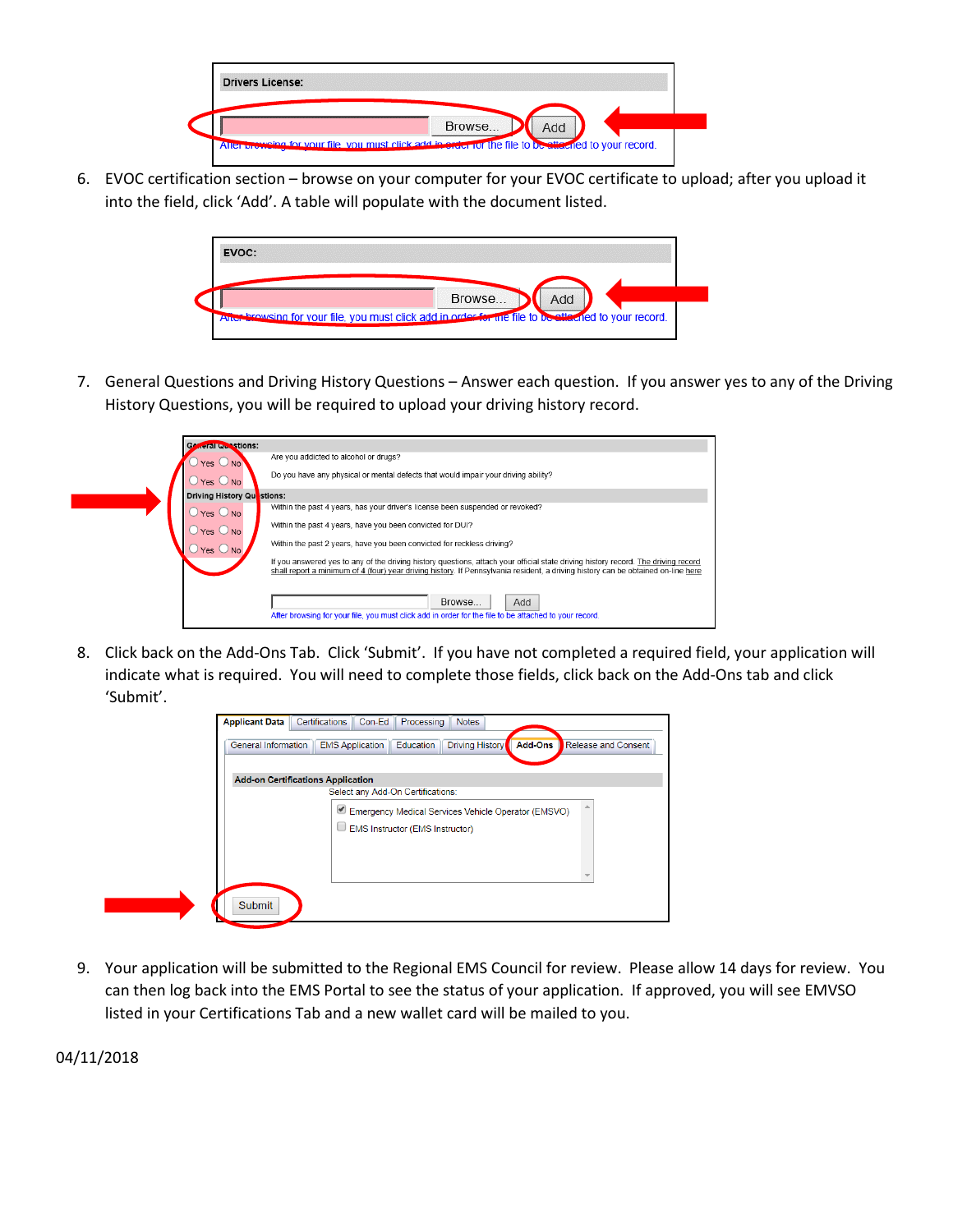6. EVOC certification section – browse on your computer for your EVOC certificate to upload; after you upload it into the field, click 'Add'. A table will populate with the document listed.

7. General Questions and Driving History Questions – Answer each question. If you answer yes to any of the Driving History Questions, you will be required to upload your driving history record.

8. Click back on the Add-Ons Tab. Click 'Submit'. If you have not completed a required field, your application will indicate what is required. You will need to complete those fields, click back on the Add-Ons tab and click 'Submit'.

9. Your application will be submitted to the Regional EMS Council for review. Please allow 14 days for review. You can then log back into the EMS Portal to see the status of your application. If approved, you will see EMVSO listed in your Certifications Tab and a new wallet card will be mailed to you.

04/11/2018